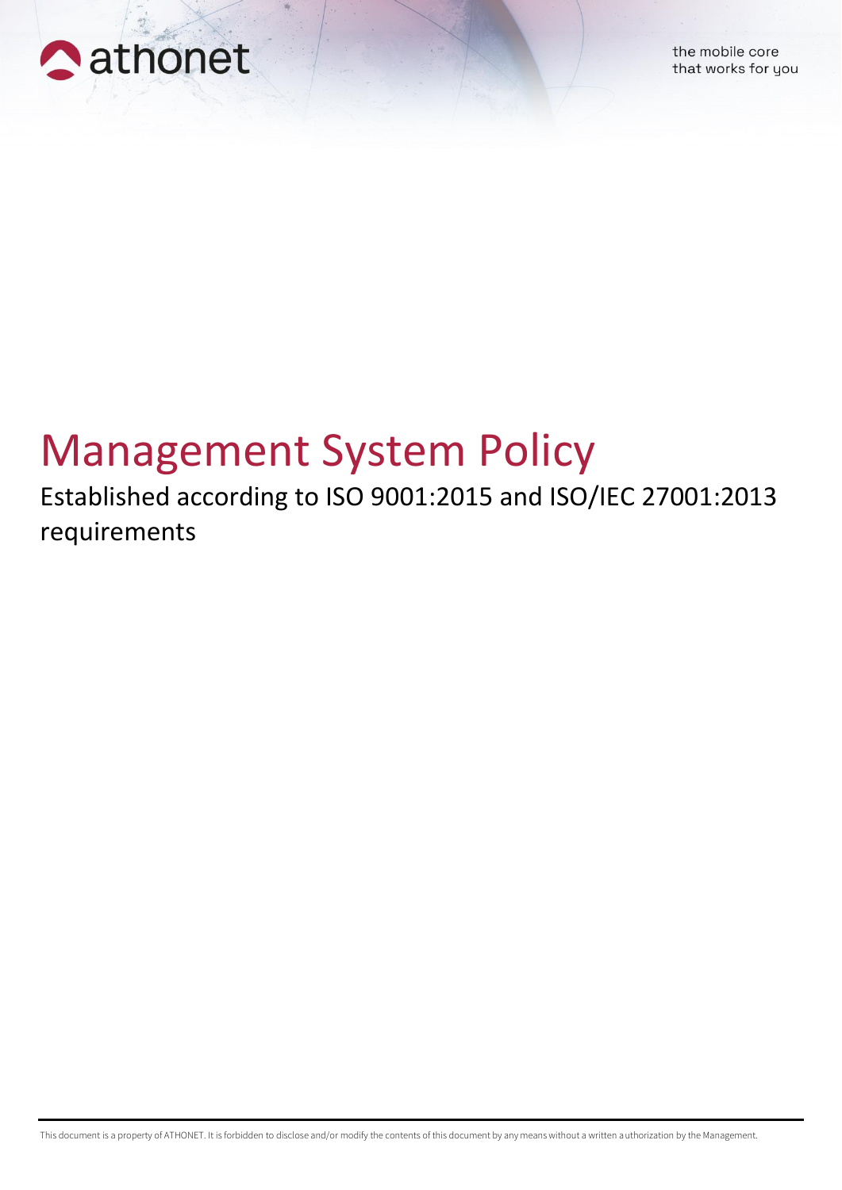athonet

the mobile core
that works for you

# Management System Policy

## Established according to ISO 9001:2015 and ISO/IEC 27001:2013 requirements

This document is a property of ATHONET. It is forbidden to disclose and/or modify the contents of this document by any means without a written authorization by the Management.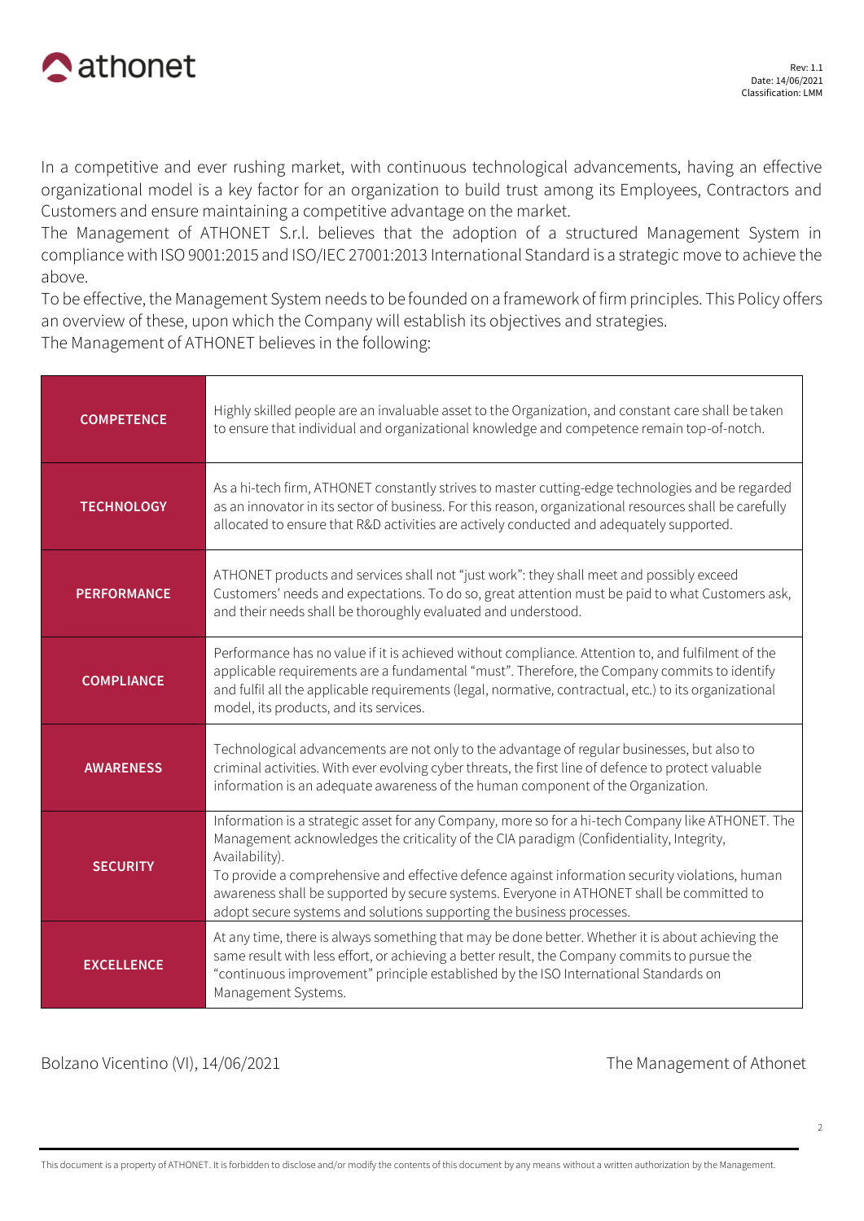In a competitive and ever rushing market, with continuous technological advancements, having an effective organizational model is a key factor for an organization to build trust among its Employees, Contractors and Customers and ensure maintaining a competitive advantage on the market.
The Management of ATHONET S.r.l. believes that the adoption of a structured Management System in compliance with ISO 9001:2015 and ISO/IEC 27001:2013 International Standard is a strategic move to achieve the above.
To be effective, the Management System needs to be founded on a framework of firm principles. This Policy offers an overview of these, upon which the Company will establish its objectives and strategies.
The Management of ATHONET believes in the following:

| | |
|---|---|
| **COMPETENCE** | Highly skilled people are an invaluable asset to the Organization, and constant care shall be taken to ensure that individual and organizational knowledge and competence remain top-of-notch. |
| **TECHNOLOGY** | As a hi-tech firm, ATHONET constantly strives to master cutting-edge technologies and be regarded as an innovator in its sector of business. For this reason, organizational resources shall be carefully allocated to ensure that R&D activities are actively conducted and adequately supported. |
| **PERFORMANCE** | ATHONET products and services shall not "just work": they shall meet and possibly exceed Customers' needs and expectations. To do so, great attention must be paid to what Customers ask, and their needs shall be thoroughly evaluated and understood. |
| **COMPLIANCE** | Performance has no value if it is achieved without compliance. Attention to, and fulfilment of the applicable requirements are a fundamental "must". Therefore, the Company commits to identify and fulfil all the applicable requirements (legal, normative, contractual, etc.) to its organizational model, its products, and its services. |
| **AWARENESS** | Technological advancements are not only to the advantage of regular businesses, but also to criminal activities. With ever evolving cyber threats, the first line of defence to protect valuable information is an adequate awareness of the human component of the Organization. |
| **SECURITY** | Information is a strategic asset for any Company, more so for a hi-tech Company like ATHONET. The Management acknowledges the criticality of the CIA paradigm (Confidentiality, Integrity, Availability).<br>To provide a comprehensive and effective defence against information security violations, human awareness shall be supported by secure systems. Everyone in ATHONET shall be committed to adopt secure systems and solutions supporting the business processes. |
| **EXCELLENCE** | At any time, there is always something that may be done better. Whether it is about achieving the same result with less effort, or achieving a better result, the Company commits to pursue the "continuous improvement" principle established by the ISO International Standards on Management Systems. |

Bolzano Vicentino (VI), 14/06/2021

The Management of Athonet